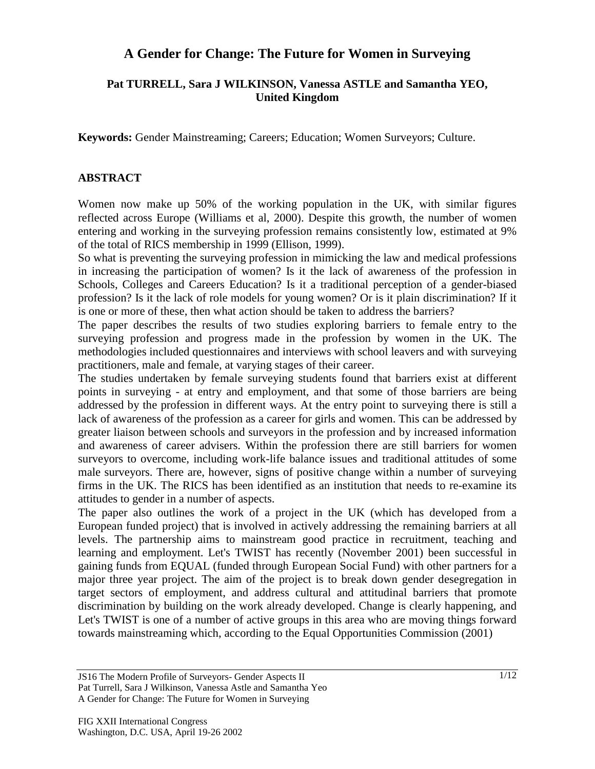# A Gender for Change: The Future for Women in Surveying

**Pat TURRELL, Sara J WILKINSON, Vanessa ASTLE and Samantha YEO, United Kingdom**

**Keywords:** Gender Mainstreaming; Careers; Education; Women Surveyors; Culture.

## ABSTRACT

Women now make up 50% of the working population in the UK, with similar figures reflected across Europe (Williams et al, 2000). Despite this growth, the number of women entering and working in the surveying profession remains consistently low, estimated at 9% of the total of RICS membership in 1999 (Ellison, 1999).

So what is preventing the surveying profession in mimicking the law and medical professions in increasing the participation of women? Is it the lack of awareness of the profession in Schools, Colleges and Careers Education? Is it a traditional perception of a gender-biased profession? Is it the lack of role models for young women? Or is it plain discrimination? If it is one or more of these, then what action should be taken to address the barriers?

The paper describes the results of two studies exploring barriers to female entry to the surveying profession and progress made in the profession by women in the UK. The methodologies included questionnaires and interviews with school leavers and with surveying practitioners, male and female, at varying stages of their career.

The studies undertaken by female surveying students found that barriers exist at different points in surveying - at entry and employment, and that some of those barriers are being addressed by the profession in different ways. At the entry point to surveying there is still a lack of awareness of the profession as a career for girls and women. This can be addressed by greater liaison between schools and surveyors in the profession and by increased information and awareness of career advisers. Within the profession there are still barriers for women surveyors to overcome, including work-life balance issues and traditional attitudes of some male surveyors. There are, however, signs of positive change within a number of surveying firms in the UK. The RICS has been identified as an institution that needs to re-examine its attitudes to gender in a number of aspects.

The paper also outlines the work of a project in the UK (which has developed from a European funded project) that is involved in actively addressing the remaining barriers at all levels. The partnership aims to mainstream good practice in recruitment, teaching and learning and employment. Let's TWIST has recently (November 2001) been successful in gaining funds from EQUAL (funded through European Social Fund) with other partners for a major three year project. The aim of the project is to break down gender desegregation in target sectors of employment, and address cultural and attitudinal barriers that promote discrimination by building on the work already developed. Change is clearly happening, and Let's TWIST is one of a number of active groups in this area who are moving things forward towards mainstreaming which, according to the Equal Opportunities Commission (2001)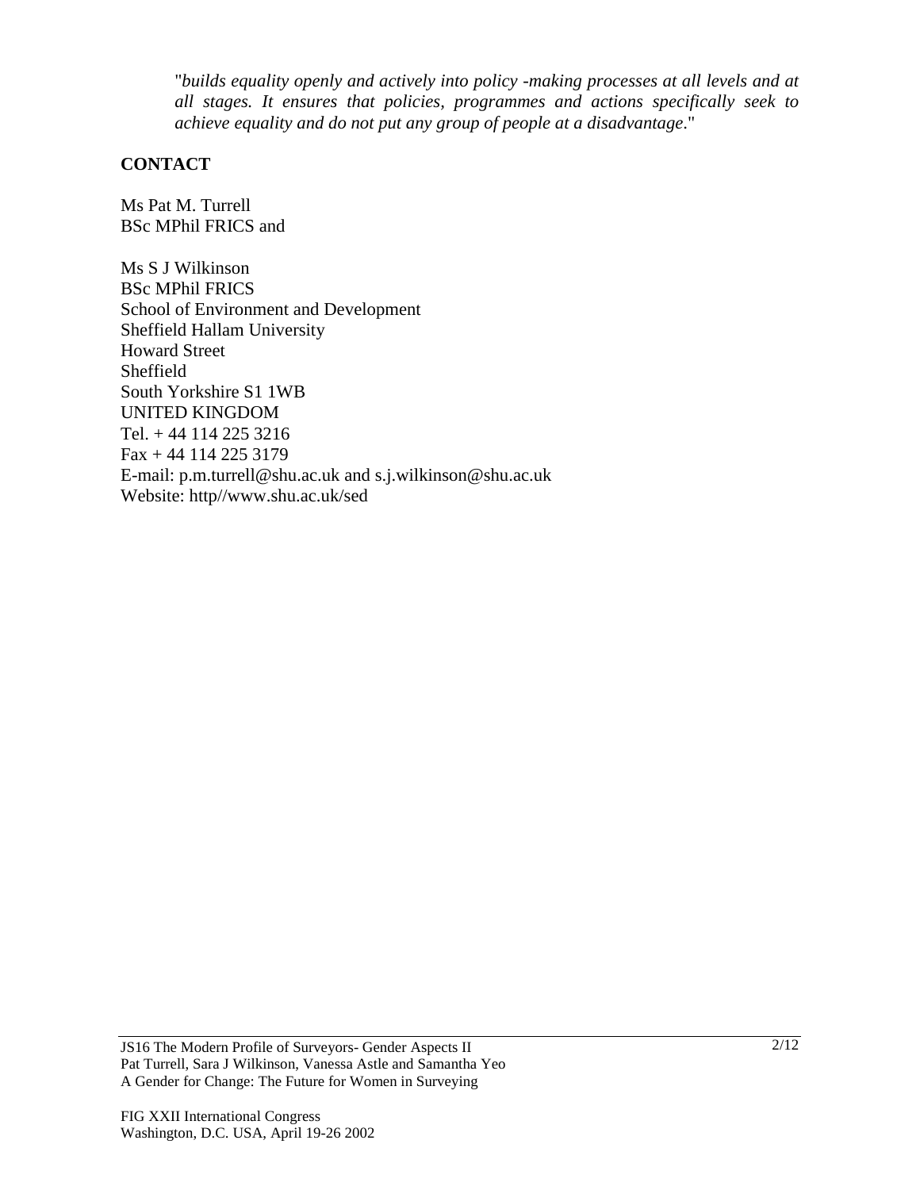"*builds equality openly and actively into policy -making processes at all levels and at all stages. It ensures that policies, programmes and actions specifically seek to achieve equality and do not put any group of people at a disadvantage*."

## CONTACT

Ms Pat M. Turrell
BSc MPhil FRICS and

Ms S J Wilkinson
BSc MPhil FRICS
School of Environment and Development
Sheffield Hallam University
Howard Street
Sheffield
South Yorkshire S1 1WB
UNITED KINGDOM
Tel. + 44 114 225 3216
Fax + 44 114 225 3179
E-mail: p.m.turrell@shu.ac.uk and s.j.wilkinson@shu.ac.uk
Website: http//www.shu.ac.uk/sed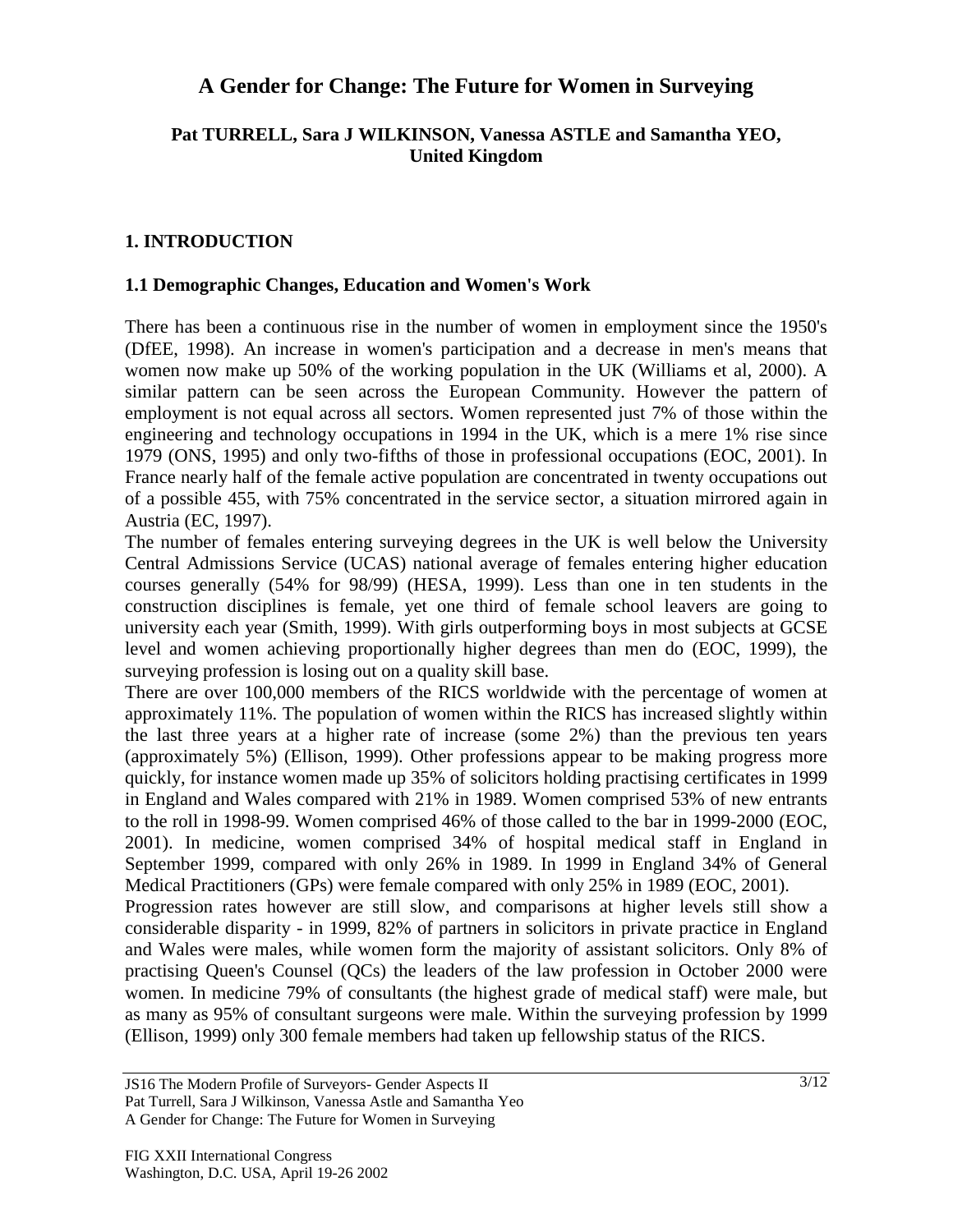# A Gender for Change: The Future for Women in Surveying

**Pat TURRELL, Sara J WILKINSON, Vanessa ASTLE and Samantha YEO, United Kingdom**

## 1. INTRODUCTION

### 1.1 Demographic Changes, Education and Women's Work

There has been a continuous rise in the number of women in employment since the 1950's (DfEE, 1998). An increase in women's participation and a decrease in men's means that women now make up 50% of the working population in the UK (Williams et al, 2000). A similar pattern can be seen across the European Community. However the pattern of employment is not equal across all sectors. Women represented just 7% of those within the engineering and technology occupations in 1994 in the UK, which is a mere 1% rise since 1979 (ONS, 1995) and only two-fifths of those in professional occupations (EOC, 2001). In France nearly half of the female active population are concentrated in twenty occupations out of a possible 455, with 75% concentrated in the service sector, a situation mirrored again in Austria (EC, 1997).

The number of females entering surveying degrees in the UK is well below the University Central Admissions Service (UCAS) national average of females entering higher education courses generally (54% for 98/99) (HESA, 1999). Less than one in ten students in the construction disciplines is female, yet one third of female school leavers are going to university each year (Smith, 1999). With girls outperforming boys in most subjects at GCSE level and women achieving proportionally higher degrees than men do (EOC, 1999), the surveying profession is losing out on a quality skill base.

There are over 100,000 members of the RICS worldwide with the percentage of women at approximately 11%. The population of women within the RICS has increased slightly within the last three years at a higher rate of increase (some 2%) than the previous ten years (approximately 5%) (Ellison, 1999). Other professions appear to be making progress more quickly, for instance women made up 35% of solicitors holding practising certificates in 1999 in England and Wales compared with 21% in 1989. Women comprised 53% of new entrants to the roll in 1998-99. Women comprised 46% of those called to the bar in 1999-2000 (EOC, 2001). In medicine, women comprised 34% of hospital medical staff in England in September 1999, compared with only 26% in 1989. In 1999 in England 34% of General Medical Practitioners (GPs) were female compared with only 25% in 1989 (EOC, 2001).

Progression rates however are still slow, and comparisons at higher levels still show a considerable disparity - in 1999, 82% of partners in solicitors in private practice in England and Wales were males, while women form the majority of assistant solicitors. Only 8% of practising Queen's Counsel (QCs) the leaders of the law profession in October 2000 were women. In medicine 79% of consultants (the highest grade of medical staff) were male, but as many as 95% of consultant surgeons were male. Within the surveying profession by 1999 (Ellison, 1999) only 300 female members had taken up fellowship status of the RICS.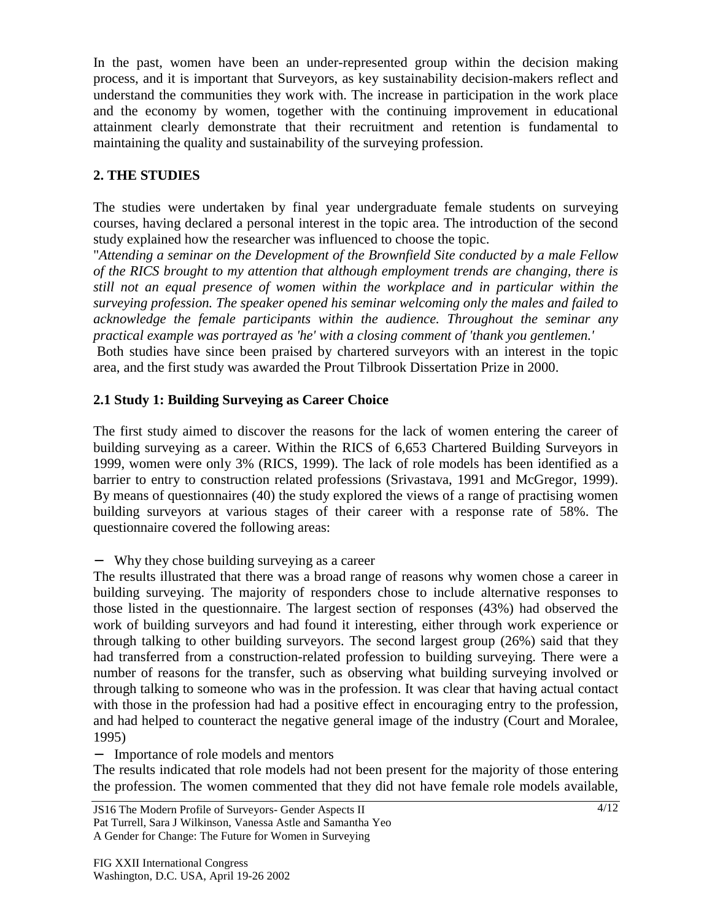In the past, women have been an under-represented group within the decision making process, and it is important that Surveyors, as key sustainability decision-makers reflect and understand the communities they work with. The increase in participation in the work place and the economy by women, together with the continuing improvement in educational attainment clearly demonstrate that their recruitment and retention is fundamental to maintaining the quality and sustainability of the surveying profession.

## 2. THE STUDIES

The studies were undertaken by final year undergraduate female students on surveying courses, having declared a personal interest in the topic area. The introduction of the second study explained how the researcher was influenced to choose the topic.

"*Attending a seminar on the Development of the Brownfield Site conducted by a male Fellow of the RICS brought to my attention that although employment trends are changing, there is still not an equal presence of women within the workplace and in particular within the surveying profession. The speaker opened his seminar welcoming only the males and failed to acknowledge the female participants within the audience. Throughout the seminar any practical example was portrayed as 'he' with a closing comment of 'thank you gentlemen.'*

Both studies have since been praised by chartered surveyors with an interest in the topic area, and the first study was awarded the Prout Tilbrook Dissertation Prize in 2000.

### 2.1 Study 1: Building Surveying as Career Choice

The first study aimed to discover the reasons for the lack of women entering the career of building surveying as a career. Within the RICS of 6,653 Chartered Building Surveyors in 1999, women were only 3% (RICS, 1999). The lack of role models has been identified as a barrier to entry to construction related professions (Srivastava, 1991 and McGregor, 1999). By means of questionnaires (40) the study explored the views of a range of practising women building surveyors at various stages of their career with a response rate of 58%. The questionnaire covered the following areas:

- Why they chose building surveying as a career

The results illustrated that there was a broad range of reasons why women chose a career in building surveying. The majority of responders chose to include alternative responses to those listed in the questionnaire. The largest section of responses (43%) had observed the work of building surveyors and had found it interesting, either through work experience or through talking to other building surveyors. The second largest group (26%) said that they had transferred from a construction-related profession to building surveying. There were a number of reasons for the transfer, such as observing what building surveying involved or through talking to someone who was in the profession. It was clear that having actual contact with those in the profession had had a positive effect in encouraging entry to the profession, and had helped to counteract the negative general image of the industry (Court and Moralee, 1995)

- Importance of role models and mentors

The results indicated that role models had not been present for the majority of those entering the profession. The women commented that they did not have female role models available,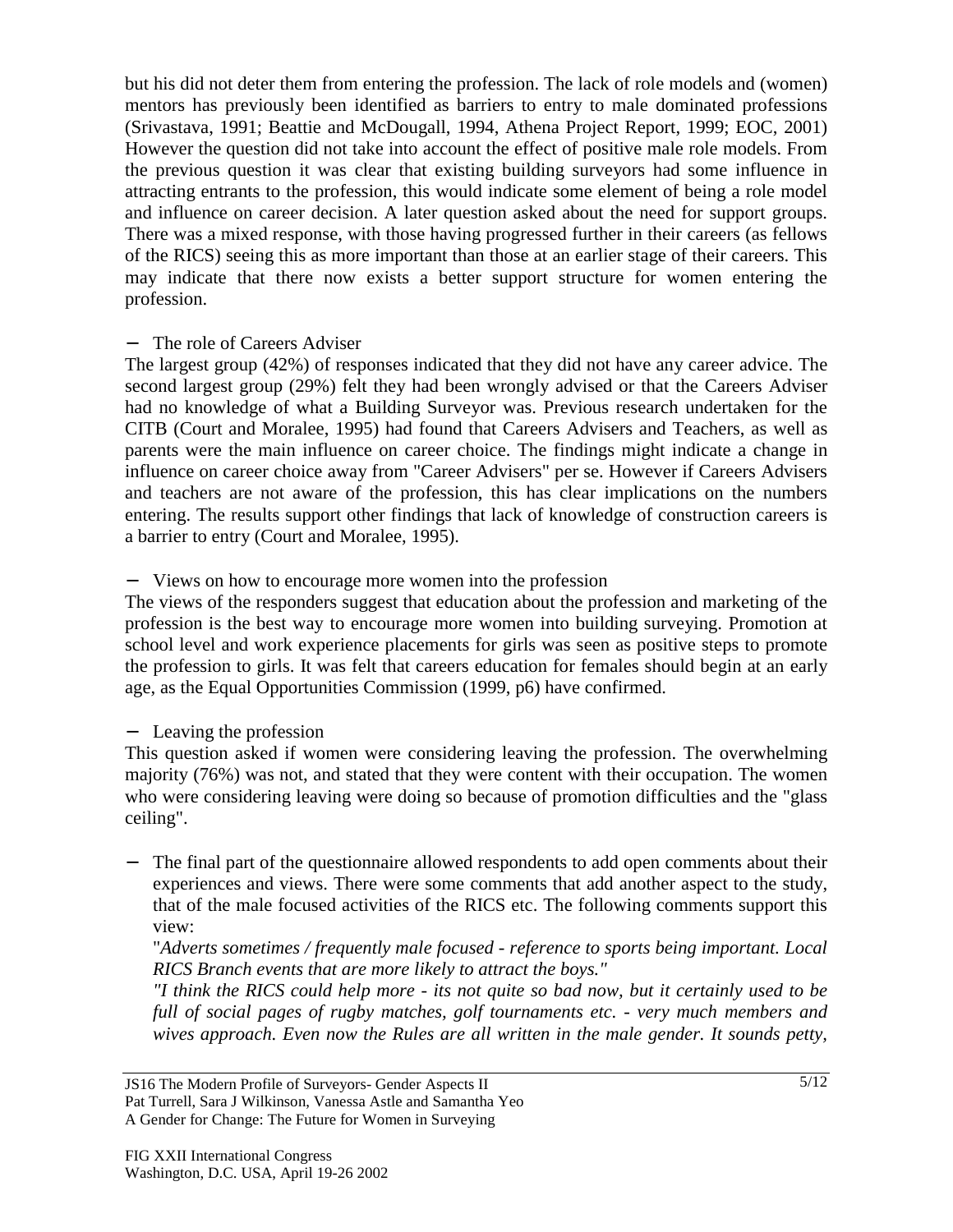but his did not deter them from entering the profession. The lack of role models and (women) mentors has previously been identified as barriers to entry to male dominated professions (Srivastava, 1991; Beattie and McDougall, 1994, Athena Project Report, 1999; EOC, 2001) However the question did not take into account the effect of positive male role models. From the previous question it was clear that existing building surveyors had some influence in attracting entrants to the profession, this would indicate some element of being a role model and influence on career decision. A later question asked about the need for support groups. There was a mixed response, with those having progressed further in their careers (as fellows of the RICS) seeing this as more important than those at an earlier stage of their careers. This may indicate that there now exists a better support structure for women entering the profession.

- The role of Careers Adviser

The largest group (42%) of responses indicated that they did not have any career advice. The second largest group (29%) felt they had been wrongly advised or that the Careers Adviser had no knowledge of what a Building Surveyor was. Previous research undertaken for the CITB (Court and Moralee, 1995) had found that Careers Advisers and Teachers, as well as parents were the main influence on career choice. The findings might indicate a change in influence on career choice away from "Career Advisers" per se. However if Careers Advisers and teachers are not aware of the profession, this has clear implications on the numbers entering. The results support other findings that lack of knowledge of construction careers is a barrier to entry (Court and Moralee, 1995).

- Views on how to encourage more women into the profession

The views of the responders suggest that education about the profession and marketing of the profession is the best way to encourage more women into building surveying. Promotion at school level and work experience placements for girls was seen as positive steps to promote the profession to girls. It was felt that careers education for females should begin at an early age, as the Equal Opportunities Commission (1999, p6) have confirmed.

- Leaving the profession

This question asked if women were considering leaving the profession. The overwhelming majority (76%) was not, and stated that they were content with their occupation. The women who were considering leaving were doing so because of promotion difficulties and the "glass ceiling".

- The final part of the questionnaire allowed respondents to add open comments about their experiences and views. There were some comments that add another aspect to the study, that of the male focused activities of the RICS etc. The following comments support this view:

  "*Adverts sometimes / frequently male focused - reference to sports being important. Local RICS Branch events that are more likely to attract the boys."*

  *"I think the RICS could help more - its not quite so bad now, but it certainly used to be full of social pages of rugby matches, golf tournaments etc. - very much members and wives approach. Even now the Rules are all written in the male gender. It sounds petty,*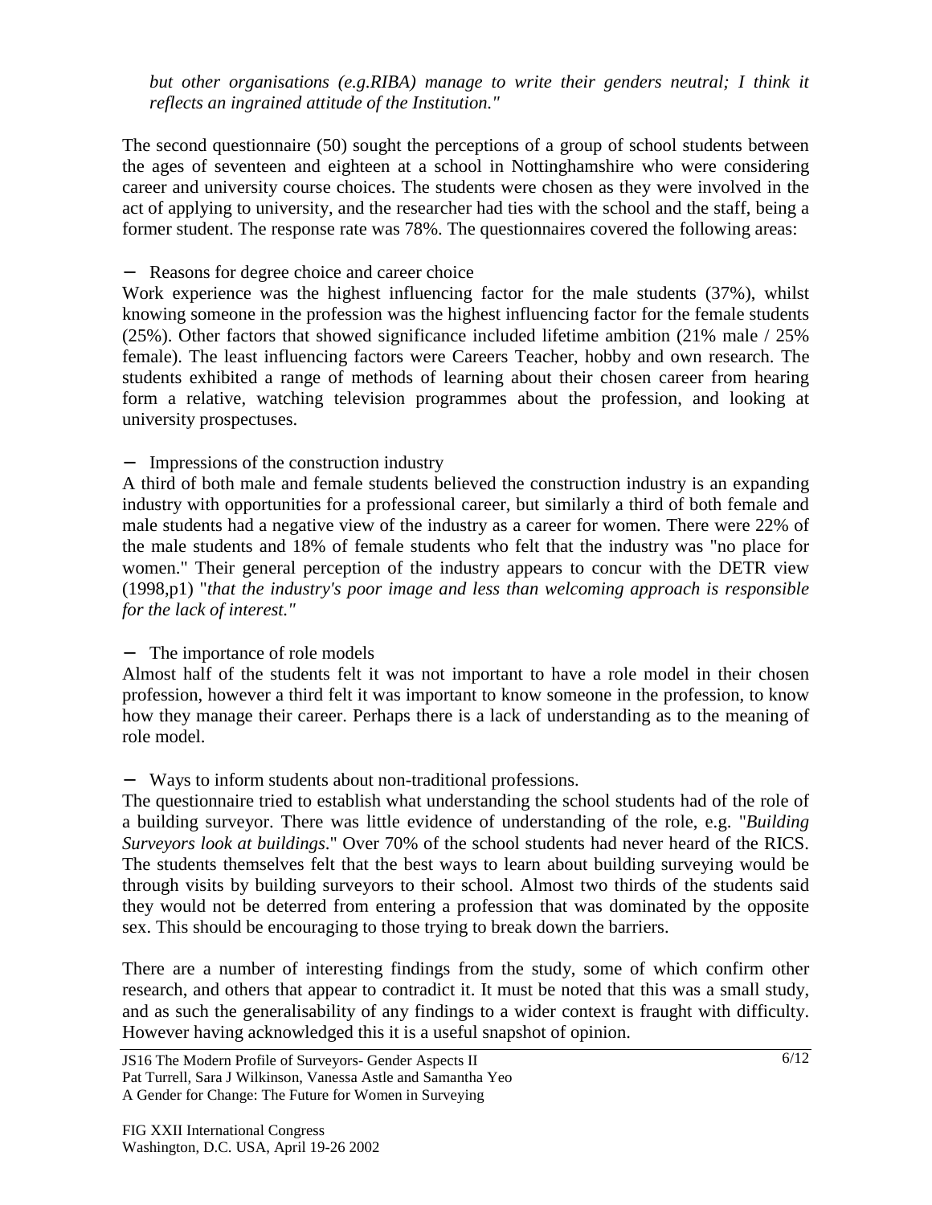*but other organisations (e.g.RIBA) manage to write their genders neutral; I think it reflects an ingrained attitude of the Institution."*

The second questionnaire (50) sought the perceptions of a group of school students between the ages of seventeen and eighteen at a school in Nottinghamshire who were considering career and university course choices. The students were chosen as they were involved in the act of applying to university, and the researcher had ties with the school and the staff, being a former student. The response rate was 78%. The questionnaires covered the following areas:

− Reasons for degree choice and career choice

Work experience was the highest influencing factor for the male students (37%), whilst knowing someone in the profession was the highest influencing factor for the female students (25%). Other factors that showed significance included lifetime ambition (21% male / 25% female). The least influencing factors were Careers Teacher, hobby and own research. The students exhibited a range of methods of learning about their chosen career from hearing form a relative, watching television programmes about the profession, and looking at university prospectuses.

− Impressions of the construction industry

A third of both male and female students believed the construction industry is an expanding industry with opportunities for a professional career, but similarly a third of both female and male students had a negative view of the industry as a career for women. There were 22% of the male students and 18% of female students who felt that the industry was "no place for women." Their general perception of the industry appears to concur with the DETR view (1998,p1) "*that the industry's poor image and less than welcoming approach is responsible for the lack of interest."*

− The importance of role models

Almost half of the students felt it was not important to have a role model in their chosen profession, however a third felt it was important to know someone in the profession, to know how they manage their career. Perhaps there is a lack of understanding as to the meaning of role model.

− Ways to inform students about non-traditional professions.

The questionnaire tried to establish what understanding the school students had of the role of a building surveyor. There was little evidence of understanding of the role, e.g. "*Building Surveyors look at buildings*." Over 70% of the school students had never heard of the RICS. The students themselves felt that the best ways to learn about building surveying would be through visits by building surveyors to their school. Almost two thirds of the students said they would not be deterred from entering a profession that was dominated by the opposite sex. This should be encouraging to those trying to break down the barriers.

There are a number of interesting findings from the study, some of which confirm other research, and others that appear to contradict it. It must be noted that this was a small study, and as such the generalisability of any findings to a wider context is fraught with difficulty. However having acknowledged this it is a useful snapshot of opinion.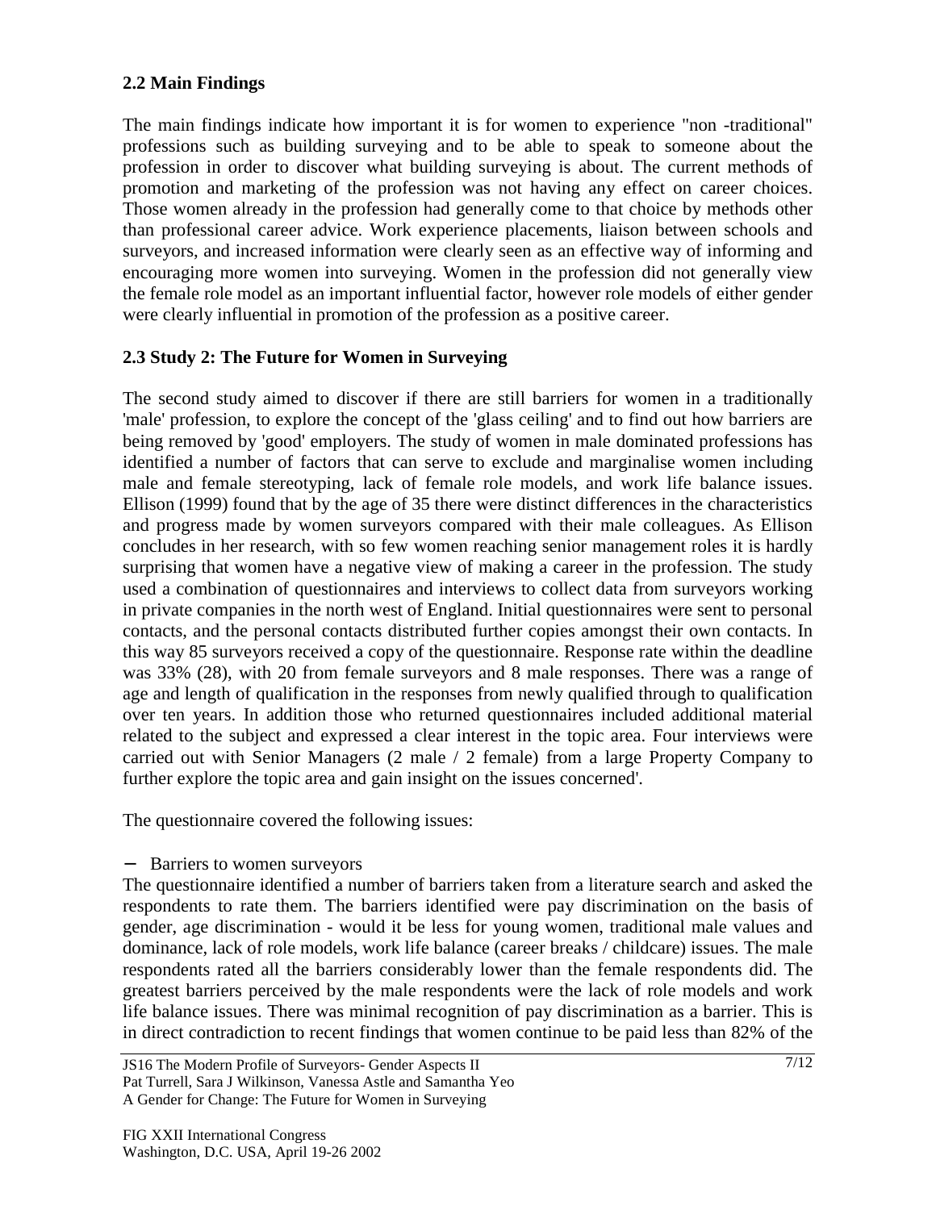### 2.2 Main Findings

The main findings indicate how important it is for women to experience "non -traditional" professions such as building surveying and to be able to speak to someone about the profession in order to discover what building surveying is about. The current methods of promotion and marketing of the profession was not having any effect on career choices. Those women already in the profession had generally come to that choice by methods other than professional career advice. Work experience placements, liaison between schools and surveyors, and increased information were clearly seen as an effective way of informing and encouraging more women into surveying. Women in the profession did not generally view the female role model as an important influential factor, however role models of either gender were clearly influential in promotion of the profession as a positive career.

### 2.3 Study 2: The Future for Women in Surveying

The second study aimed to discover if there are still barriers for women in a traditionally 'male' profession, to explore the concept of the 'glass ceiling' and to find out how barriers are being removed by 'good' employers. The study of women in male dominated professions has identified a number of factors that can serve to exclude and marginalise women including male and female stereotyping, lack of female role models, and work life balance issues. Ellison (1999) found that by the age of 35 there were distinct differences in the characteristics and progress made by women surveyors compared with their male colleagues. As Ellison concludes in her research, with so few women reaching senior management roles it is hardly surprising that women have a negative view of making a career in the profession. The study used a combination of questionnaires and interviews to collect data from surveyors working in private companies in the north west of England. Initial questionnaires were sent to personal contacts, and the personal contacts distributed further copies amongst their own contacts. In this way 85 surveyors received a copy of the questionnaire. Response rate within the deadline was 33% (28), with 20 from female surveyors and 8 male responses. There was a range of age and length of qualification in the responses from newly qualified through to qualification over ten years. In addition those who returned questionnaires included additional material related to the subject and expressed a clear interest in the topic area. Four interviews were carried out with Senior Managers (2 male / 2 female) from a large Property Company to further explore the topic area and gain insight on the issues concerned'.

The questionnaire covered the following issues:

- Barriers to women surveyors

The questionnaire identified a number of barriers taken from a literature search and asked the respondents to rate them. The barriers identified were pay discrimination on the basis of gender, age discrimination - would it be less for young women, traditional male values and dominance, lack of role models, work life balance (career breaks / childcare) issues. The male respondents rated all the barriers considerably lower than the female respondents did. The greatest barriers perceived by the male respondents were the lack of role models and work life balance issues. There was minimal recognition of pay discrimination as a barrier. This is in direct contradiction to recent findings that women continue to be paid less than 82% of the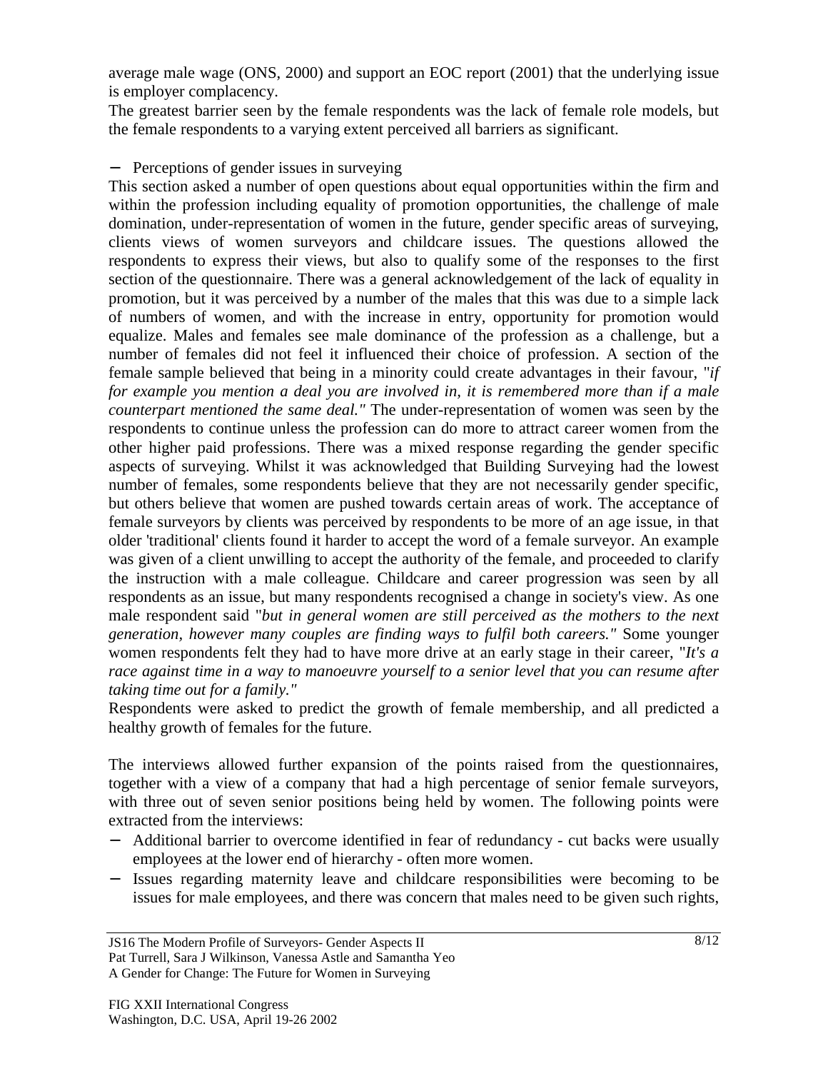average male wage (ONS, 2000) and support an EOC report (2001) that the underlying issue is employer complacency.

The greatest barrier seen by the female respondents was the lack of female role models, but the female respondents to a varying extent perceived all barriers as significant.

- Perceptions of gender issues in surveying

This section asked a number of open questions about equal opportunities within the firm and within the profession including equality of promotion opportunities, the challenge of male domination, under-representation of women in the future, gender specific areas of surveying, clients views of women surveyors and childcare issues. The questions allowed the respondents to express their views, but also to qualify some of the responses to the first section of the questionnaire. There was a general acknowledgement of the lack of equality in promotion, but it was perceived by a number of the males that this was due to a simple lack of numbers of women, and with the increase in entry, opportunity for promotion would equalize. Males and females see male dominance of the profession as a challenge, but a number of females did not feel it influenced their choice of profession. A section of the female sample believed that being in a minority could create advantages in their favour, "*if for example you mention a deal you are involved in, it is remembered more than if a male counterpart mentioned the same deal."* The under-representation of women was seen by the respondents to continue unless the profession can do more to attract career women from the other higher paid professions. There was a mixed response regarding the gender specific aspects of surveying. Whilst it was acknowledged that Building Surveying had the lowest number of females, some respondents believe that they are not necessarily gender specific, but others believe that women are pushed towards certain areas of work. The acceptance of female surveyors by clients was perceived by respondents to be more of an age issue, in that older 'traditional' clients found it harder to accept the word of a female surveyor. An example was given of a client unwilling to accept the authority of the female, and proceeded to clarify the instruction with a male colleague. Childcare and career progression was seen by all respondents as an issue, but many respondents recognised a change in society's view. As one male respondent said "*but in general women are still perceived as the mothers to the next generation, however many couples are finding ways to fulfil both careers."* Some younger women respondents felt they had to have more drive at an early stage in their career, "*It's a race against time in a way to manoeuvre yourself to a senior level that you can resume after taking time out for a family."*

Respondents were asked to predict the growth of female membership, and all predicted a healthy growth of females for the future.

The interviews allowed further expansion of the points raised from the questionnaires, together with a view of a company that had a high percentage of senior female surveyors, with three out of seven senior positions being held by women. The following points were extracted from the interviews:

- Additional barrier to overcome identified in fear of redundancy - cut backs were usually employees at the lower end of hierarchy - often more women.
- Issues regarding maternity leave and childcare responsibilities were becoming to be issues for male employees, and there was concern that males need to be given such rights,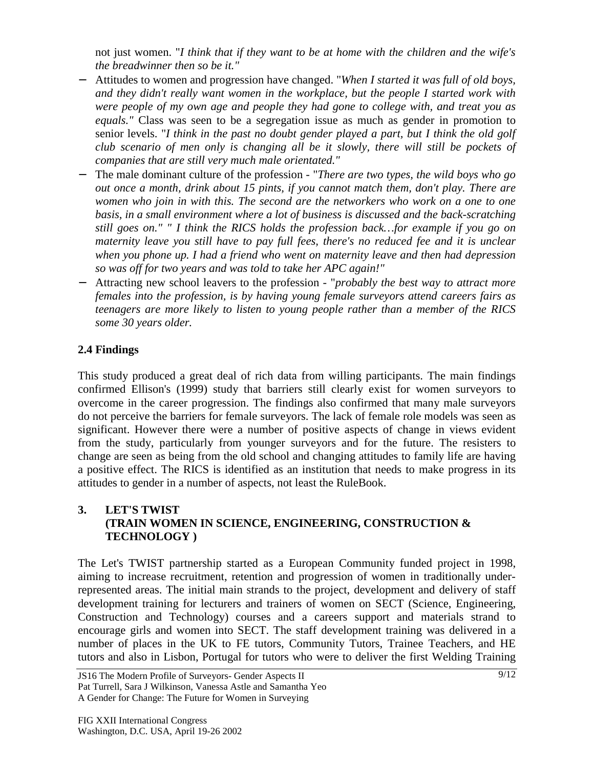not just women. "*I think that if they want to be at home with the children and the wife's the breadwinner then so be it."*

- Attitudes to women and progression have changed. "*When I started it was full of old boys, and they didn't really want women in the workplace, but the people I started work with were people of my own age and people they had gone to college with, and treat you as equals."* Class was seen to be a segregation issue as much as gender in promotion to senior levels. "*I think in the past no doubt gender played a part, but I think the old golf club scenario of men only is changing all be it slowly, there will still be pockets of companies that are still very much male orientated."*
- The male dominant culture of the profession - "*There are two types, the wild boys who go out once a month, drink about 15 pints, if you cannot match them, don't play. There are women who join in with this. The second are the networkers who work on a one to one basis, in a small environment where a lot of business is discussed and the back-scratching still goes on." " I think the RICS holds the profession back…for example if you go on maternity leave you still have to pay full fees, there's no reduced fee and it is unclear when you phone up. I had a friend who went on maternity leave and then had depression so was off for two years and was told to take her APC again!"*
- Attracting new school leavers to the profession - "*probably the best way to attract more females into the profession, is by having young female surveyors attend careers fairs as teenagers are more likely to listen to young people rather than a member of the RICS some 30 years older.*

### 2.4 Findings

This study produced a great deal of rich data from willing participants. The main findings confirmed Ellison's (1999) study that barriers still clearly exist for women surveyors to overcome in the career progression. The findings also confirmed that many male surveyors do not perceive the barriers for female surveyors. The lack of female role models was seen as significant. However there were a number of positive aspects of change in views evident from the study, particularly from younger surveyors and for the future. The resisters to change are seen as being from the old school and changing attitudes to family life are having a positive effect. The RICS is identified as an institution that needs to make progress in its attitudes to gender in a number of aspects, not least the RuleBook.

## 3. LET'S TWIST (TRAIN WOMEN IN SCIENCE, ENGINEERING, CONSTRUCTION & TECHNOLOGY )

The Let's TWIST partnership started as a European Community funded project in 1998, aiming to increase recruitment, retention and progression of women in traditionally under-represented areas. The initial main strands to the project, development and delivery of staff development training for lecturers and trainers of women on SECT (Science, Engineering, Construction and Technology) courses and a careers support and materials strand to encourage girls and women into SECT. The staff development training was delivered in a number of places in the UK to FE tutors, Community Tutors, Trainee Teachers, and HE tutors and also in Lisbon, Portugal for tutors who were to deliver the first Welding Training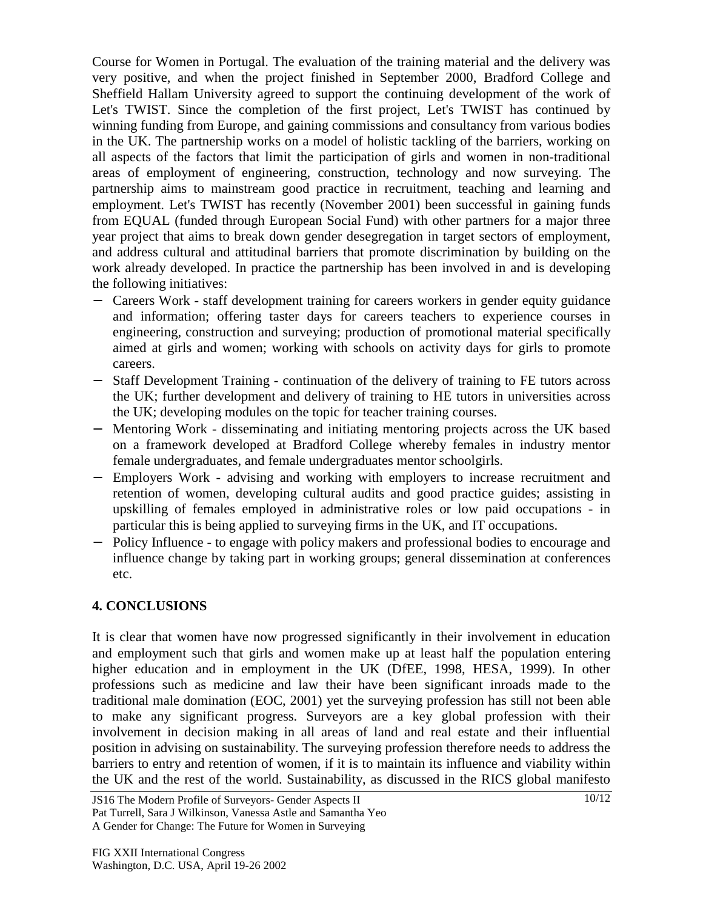Course for Women in Portugal. The evaluation of the training material and the delivery was very positive, and when the project finished in September 2000, Bradford College and Sheffield Hallam University agreed to support the continuing development of the work of Let's TWIST. Since the completion of the first project, Let's TWIST has continued by winning funding from Europe, and gaining commissions and consultancy from various bodies in the UK. The partnership works on a model of holistic tackling of the barriers, working on all aspects of the factors that limit the participation of girls and women in non-traditional areas of employment of engineering, construction, technology and now surveying. The partnership aims to mainstream good practice in recruitment, teaching and learning and employment. Let's TWIST has recently (November 2001) been successful in gaining funds from EQUAL (funded through European Social Fund) with other partners for a major three year project that aims to break down gender desegregation in target sectors of employment, and address cultural and attitudinal barriers that promote discrimination by building on the work already developed. In practice the partnership has been involved in and is developing the following initiatives:

- Careers Work - staff development training for careers workers in gender equity guidance and information; offering taster days for careers teachers to experience courses in engineering, construction and surveying; production of promotional material specifically aimed at girls and women; working with schools on activity days for girls to promote careers.
- Staff Development Training - continuation of the delivery of training to FE tutors across the UK; further development and delivery of training to HE tutors in universities across the UK; developing modules on the topic for teacher training courses.
- Mentoring Work - disseminating and initiating mentoring projects across the UK based on a framework developed at Bradford College whereby females in industry mentor female undergraduates, and female undergraduates mentor schoolgirls.
- Employers Work - advising and working with employers to increase recruitment and retention of women, developing cultural audits and good practice guides; assisting in upskilling of females employed in administrative roles or low paid occupations - in particular this is being applied to surveying firms in the UK, and IT occupations.
- Policy Influence - to engage with policy makers and professional bodies to encourage and influence change by taking part in working groups; general dissemination at conferences etc.

## 4. CONCLUSIONS

It is clear that women have now progressed significantly in their involvement in education and employment such that girls and women make up at least half the population entering higher education and in employment in the UK (DfEE, 1998, HESA, 1999). In other professions such as medicine and law their have been significant inroads made to the traditional male domination (EOC, 2001) yet the surveying profession has still not been able to make any significant progress. Surveyors are a key global profession with their involvement in decision making in all areas of land and real estate and their influential position in advising on sustainability. The surveying profession therefore needs to address the barriers to entry and retention of women, if it is to maintain its influence and viability within the UK and the rest of the world. Sustainability, as discussed in the RICS global manifesto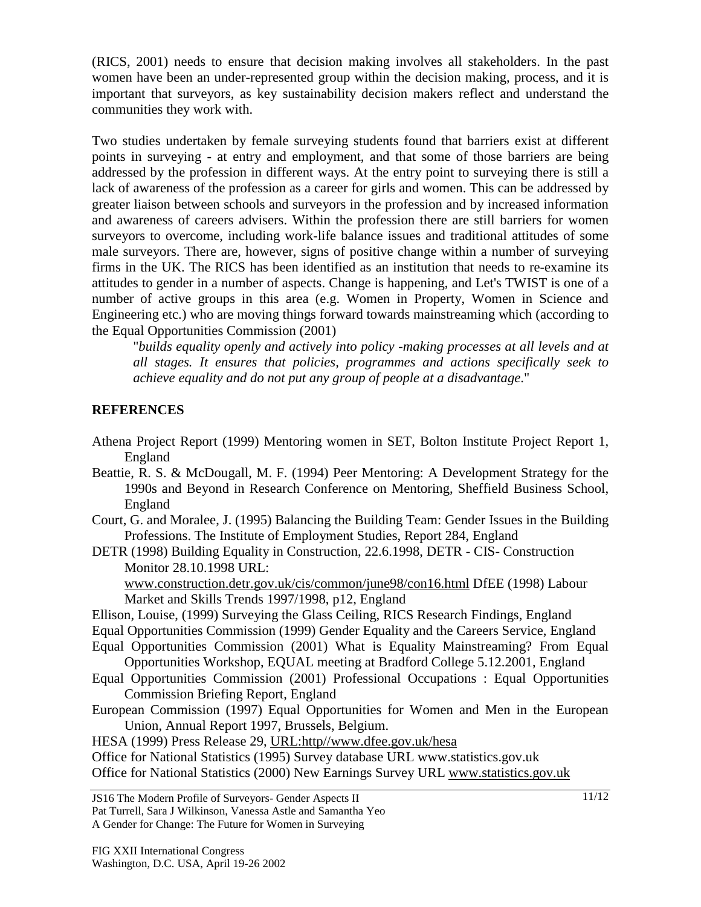(RICS, 2001) needs to ensure that decision making involves all stakeholders. In the past women have been an under-represented group within the decision making, process, and it is important that surveyors, as key sustainability decision makers reflect and understand the communities they work with.

Two studies undertaken by female surveying students found that barriers exist at different points in surveying - at entry and employment, and that some of those barriers are being addressed by the profession in different ways. At the entry point to surveying there is still a lack of awareness of the profession as a career for girls and women. This can be addressed by greater liaison between schools and surveyors in the profession and by increased information and awareness of careers advisers. Within the profession there are still barriers for women surveyors to overcome, including work-life balance issues and traditional attitudes of some male surveyors. There are, however, signs of positive change within a number of surveying firms in the UK. The RICS has been identified as an institution that needs to re-examine its attitudes to gender in a number of aspects. Change is happening, and Let's TWIST is one of a number of active groups in this area (e.g. Women in Property, Women in Science and Engineering etc.) who are moving things forward towards mainstreaming which (according to the Equal Opportunities Commission (2001)

> "*builds equality openly and actively into policy -making processes at all levels and at all stages. It ensures that policies, programmes and actions specifically seek to achieve equality and do not put any group of people at a disadvantage*."

## REFERENCES

Athena Project Report (1999) Mentoring women in SET, Bolton Institute Project Report 1, England

Beattie, R. S. & McDougall, M. F. (1994) Peer Mentoring: A Development Strategy for the 1990s and Beyond in Research Conference on Mentoring, Sheffield Business School, England

Court, G. and Moralee, J. (1995) Balancing the Building Team: Gender Issues in the Building Professions. The Institute of Employment Studies, Report 284, England

DETR (1998) Building Equality in Construction, 22.6.1998, DETR - CIS- Construction Monitor 28.10.1998 URL: www.construction.detr.gov.uk/cis/common/june98/con16.html DfEE (1998) Labour Market and Skills Trends 1997/1998, p12, England

Ellison, Louise, (1999) Surveying the Glass Ceiling, RICS Research Findings, England

Equal Opportunities Commission (1999) Gender Equality and the Careers Service, England

Equal Opportunities Commission (2001) What is Equality Mainstreaming? From Equal Opportunities Workshop, EQUAL meeting at Bradford College 5.12.2001, England

Equal Opportunities Commission (2001) Professional Occupations : Equal Opportunities Commission Briefing Report, England

European Commission (1997) Equal Opportunities for Women and Men in the European Union, Annual Report 1997, Brussels, Belgium.

HESA (1999) Press Release 29, URL:http//www.dfee.gov.uk/hesa

Office for National Statistics (1995) Survey database URL www.statistics.gov.uk

Office for National Statistics (2000) New Earnings Survey URL www.statistics.gov.uk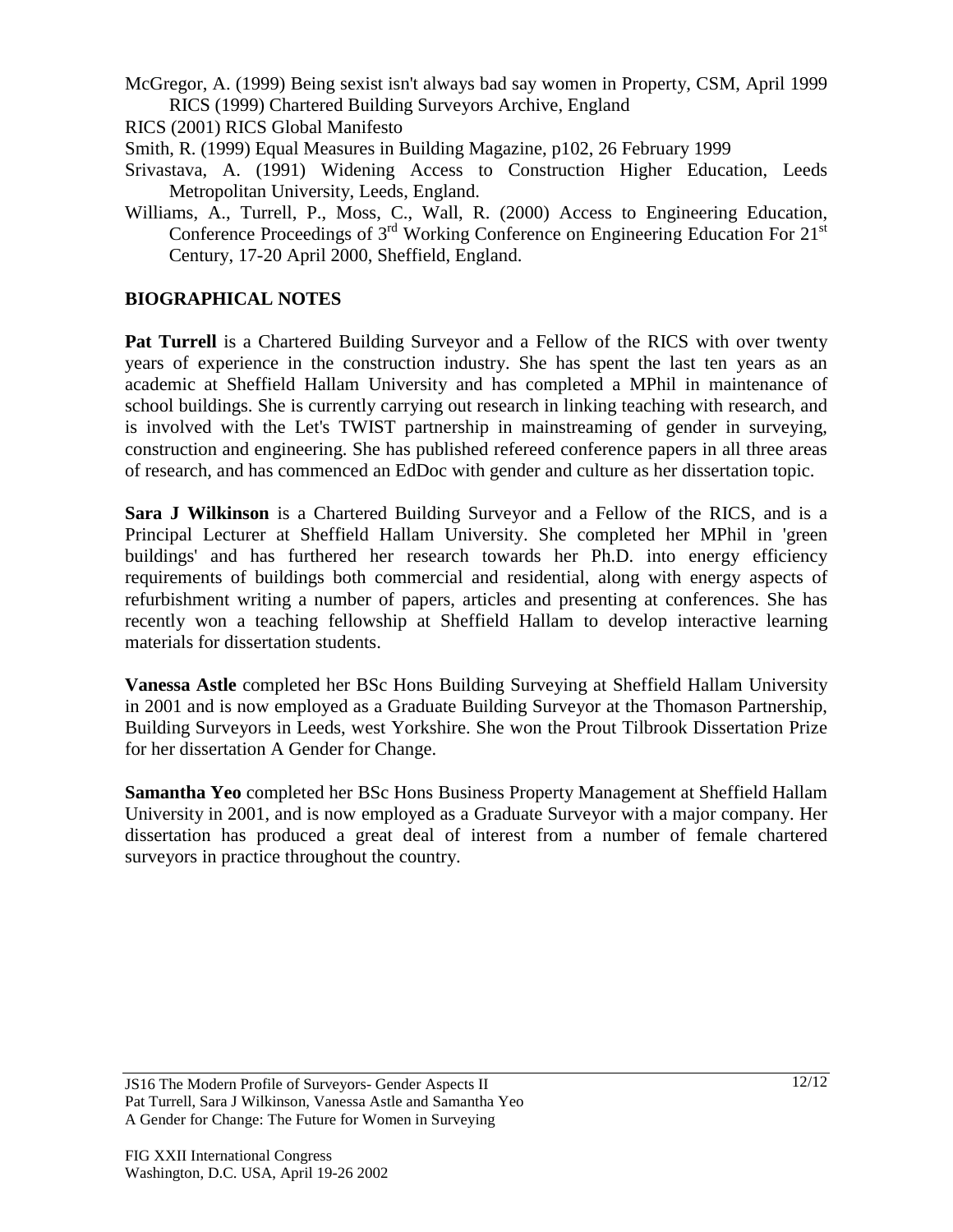McGregor, A. (1999) Being sexist isn't always bad say women in Property, CSM, April 1999 RICS (1999) Chartered Building Surveyors Archive, England

RICS (2001) RICS Global Manifesto

Smith, R. (1999) Equal Measures in Building Magazine, p102, 26 February 1999

Srivastava, A. (1991) Widening Access to Construction Higher Education, Leeds Metropolitan University, Leeds, England.

Williams, A., Turrell, P., Moss, C., Wall, R. (2000) Access to Engineering Education, Conference Proceedings of 3rd Working Conference on Engineering Education For 21st Century, 17-20 April 2000, Sheffield, England.

## BIOGRAPHICAL NOTES

**Pat Turrell** is a Chartered Building Surveyor and a Fellow of the RICS with over twenty years of experience in the construction industry. She has spent the last ten years as an academic at Sheffield Hallam University and has completed a MPhil in maintenance of school buildings. She is currently carrying out research in linking teaching with research, and is involved with the Let's TWIST partnership in mainstreaming of gender in surveying, construction and engineering. She has published refereed conference papers in all three areas of research, and has commenced an EdDoc with gender and culture as her dissertation topic.

**Sara J Wilkinson** is a Chartered Building Surveyor and a Fellow of the RICS, and is a Principal Lecturer at Sheffield Hallam University. She completed her MPhil in 'green buildings' and has furthered her research towards her Ph.D. into energy efficiency requirements of buildings both commercial and residential, along with energy aspects of refurbishment writing a number of papers, articles and presenting at conferences. She has recently won a teaching fellowship at Sheffield Hallam to develop interactive learning materials for dissertation students.

**Vanessa Astle** completed her BSc Hons Building Surveying at Sheffield Hallam University in 2001 and is now employed as a Graduate Building Surveyor at the Thomason Partnership, Building Surveyors in Leeds, west Yorkshire. She won the Prout Tilbrook Dissertation Prize for her dissertation A Gender for Change.

**Samantha Yeo** completed her BSc Hons Business Property Management at Sheffield Hallam University in 2001, and is now employed as a Graduate Surveyor with a major company. Her dissertation has produced a great deal of interest from a number of female chartered surveyors in practice throughout the country.